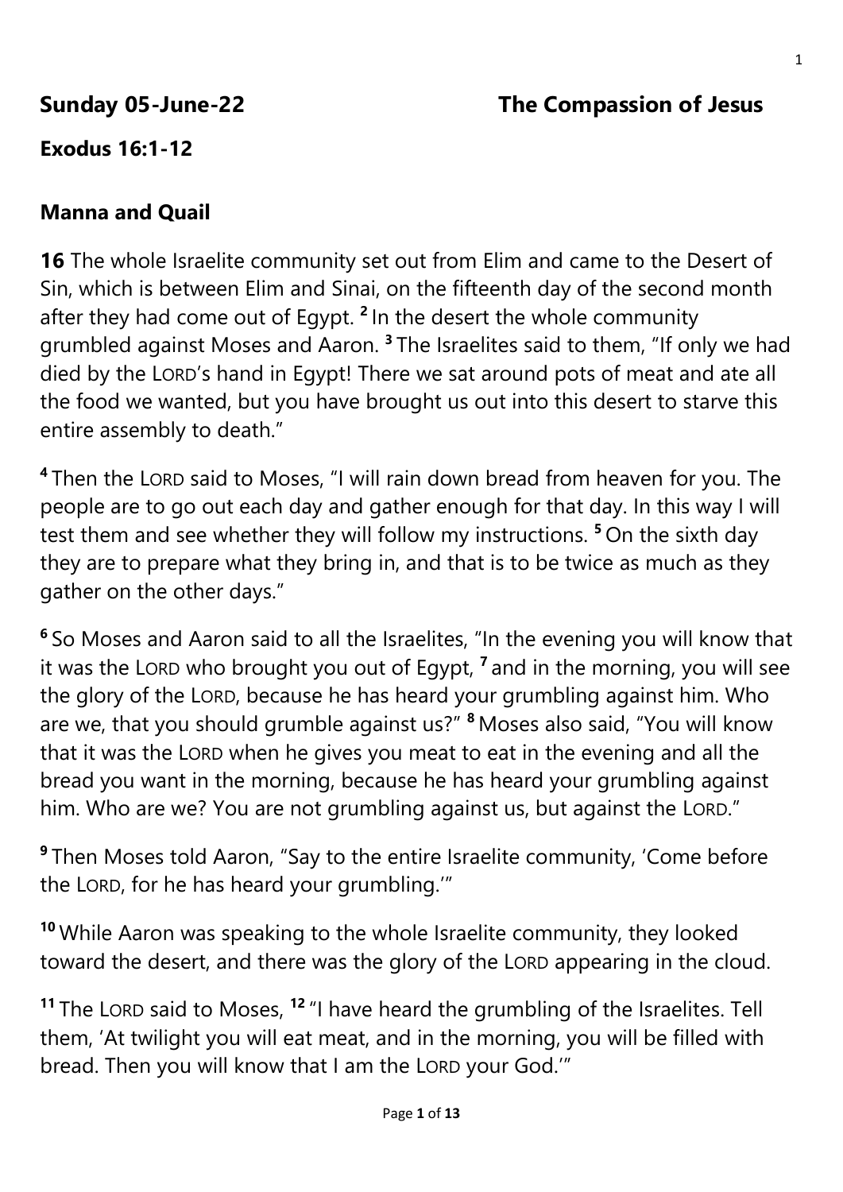**Sunday 05-June-22** **The Compassion of Jesus**

**Exodus 16:1-12**

## Manna and Quail

**16** The whole Israelite community set out from Elim and came to the Desert of Sin, which is between Elim and Sinai, on the fifteenth day of the second month after they had come out of Egypt. **2** In the desert the whole community grumbled against Moses and Aaron. **3** The Israelites said to them, "If only we had died by the LORD's hand in Egypt! There we sat around pots of meat and ate all the food we wanted, but you have brought us out into this desert to starve this entire assembly to death."

**4** Then the LORD said to Moses, "I will rain down bread from heaven for you. The people are to go out each day and gather enough for that day. In this way I will test them and see whether they will follow my instructions. **5** On the sixth day they are to prepare what they bring in, and that is to be twice as much as they gather on the other days."

**6** So Moses and Aaron said to all the Israelites, "In the evening you will know that it was the LORD who brought you out of Egypt, **7** and in the morning, you will see the glory of the LORD, because he has heard your grumbling against him. Who are we, that you should grumble against us?" **8** Moses also said, "You will know that it was the LORD when he gives you meat to eat in the evening and all the bread you want in the morning, because he has heard your grumbling against him. Who are we? You are not grumbling against us, but against the LORD."

**9** Then Moses told Aaron, "Say to the entire Israelite community, 'Come before the LORD, for he has heard your grumbling.'"

**10** While Aaron was speaking to the whole Israelite community, they looked toward the desert, and there was the glory of the LORD appearing in the cloud.

**11** The LORD said to Moses, **12** "I have heard the grumbling of the Israelites. Tell them, 'At twilight you will eat meat, and in the morning, you will be filled with bread. Then you will know that I am the LORD your God.'"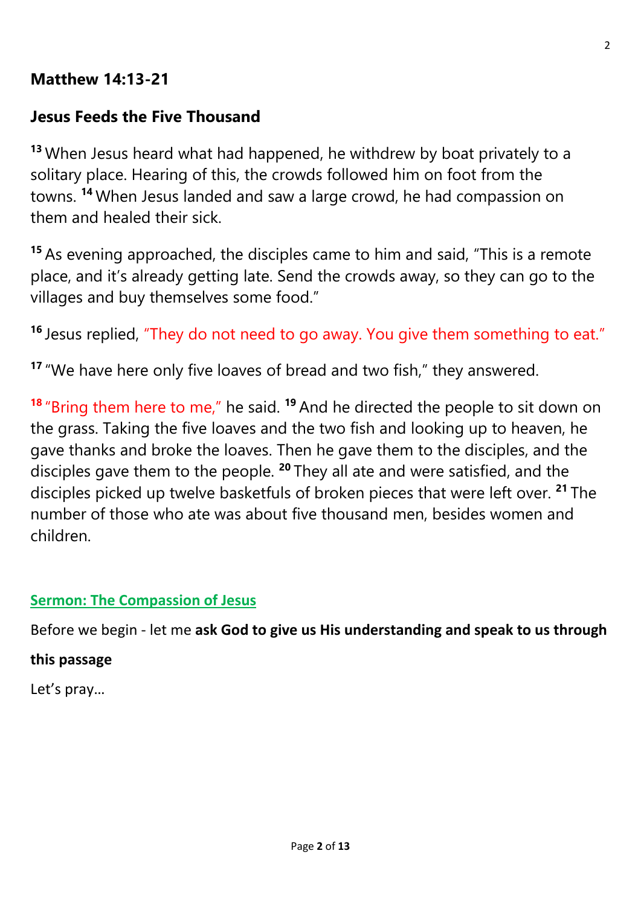## Matthew 14:13-21

## Jesus Feeds the Five Thousand

[13] When Jesus heard what had happened, he withdrew by boat privately to a solitary place. Hearing of this, the crowds followed him on foot from the towns. [14] When Jesus landed and saw a large crowd, he had compassion on them and healed their sick.

[15] As evening approached, the disciples came to him and said, "This is a remote place, and it's already getting late. Send the crowds away, so they can go to the villages and buy themselves some food."

[16] Jesus replied, "They do not need to go away. You give them something to eat."

[17] "We have here only five loaves of bread and two fish," they answered.

[18] "Bring them here to me," he said. [19] And he directed the people to sit down on the grass. Taking the five loaves and the two fish and looking up to heaven, he gave thanks and broke the loaves. Then he gave them to the disciples, and the disciples gave them to the people. [20] They all ate and were satisfied, and the disciples picked up twelve basketfuls of broken pieces that were left over. [21] The number of those who ate was about five thousand men, besides women and children.

**Sermon: The Compassion of Jesus**

Before we begin - let me **ask God to give us His understanding and speak to us through this passage**

Let's pray…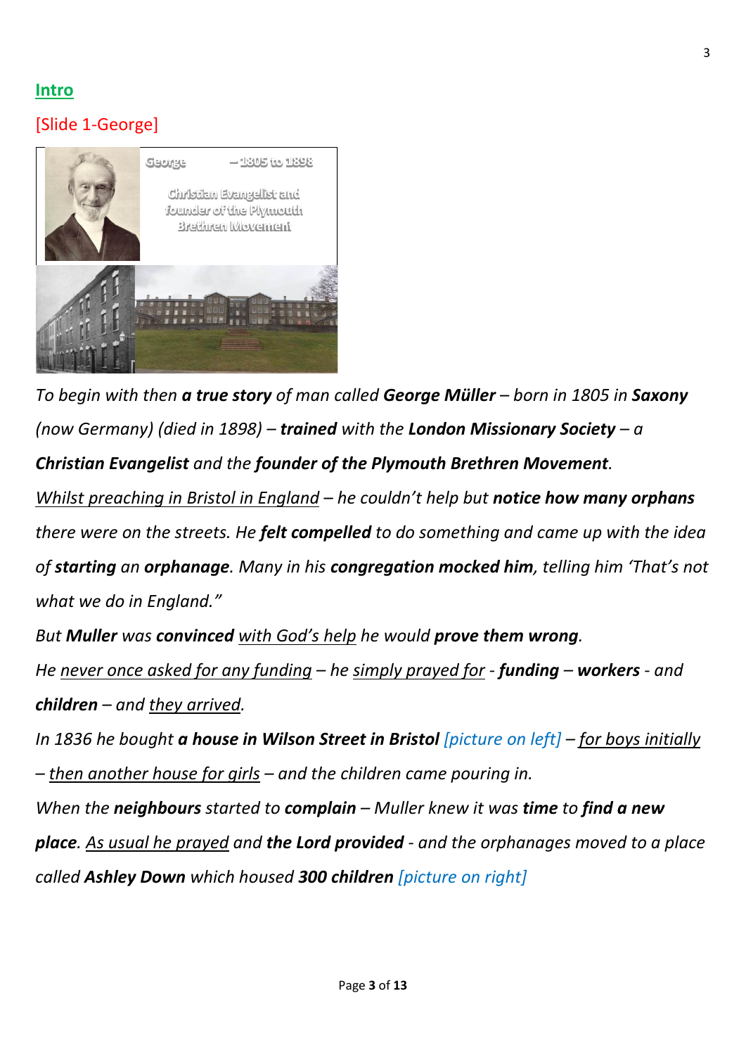## Intro

[Slide 1-George]

*To begin with then **a true story** of man called **George Müller** – born in 1805 in **Saxony** (now Germany) (died in 1898) – **trained** with the **London Missionary Society** – a **Christian Evangelist** and the **founder of the Plymouth Brethren Movement**.*

*<u>Whilst preaching in Bristol in England</u> – he couldn't help but **notice how many orphans** there were on the streets. He **felt compelled** to do something and came up with the idea of **starting** an **orphanage**. Many in his **congregation mocked him**, telling him 'That's not what we do in England."*

*But **Muller** was **convinced** <u>with God's help</u> he would **prove them wrong**.*

*He <u>never once asked for any funding</u> – he <u>simply prayed for</u> - **funding** – **workers** - and **children** – and <u>they arrived</u>.*

*In 1836 he bought **a house in Wilson Street in Bristol** [picture on left] – <u>for boys initially</u> – <u>then another house for girls</u> – and the children came pouring in.*

*When the **neighbours** started to **complain** – Muller knew it was **time** to **find a new place**. <u>As usual he prayed</u> and **the Lord provided** - and the orphanages moved to a place called **Ashley Down** which housed **300 children** [picture on right]*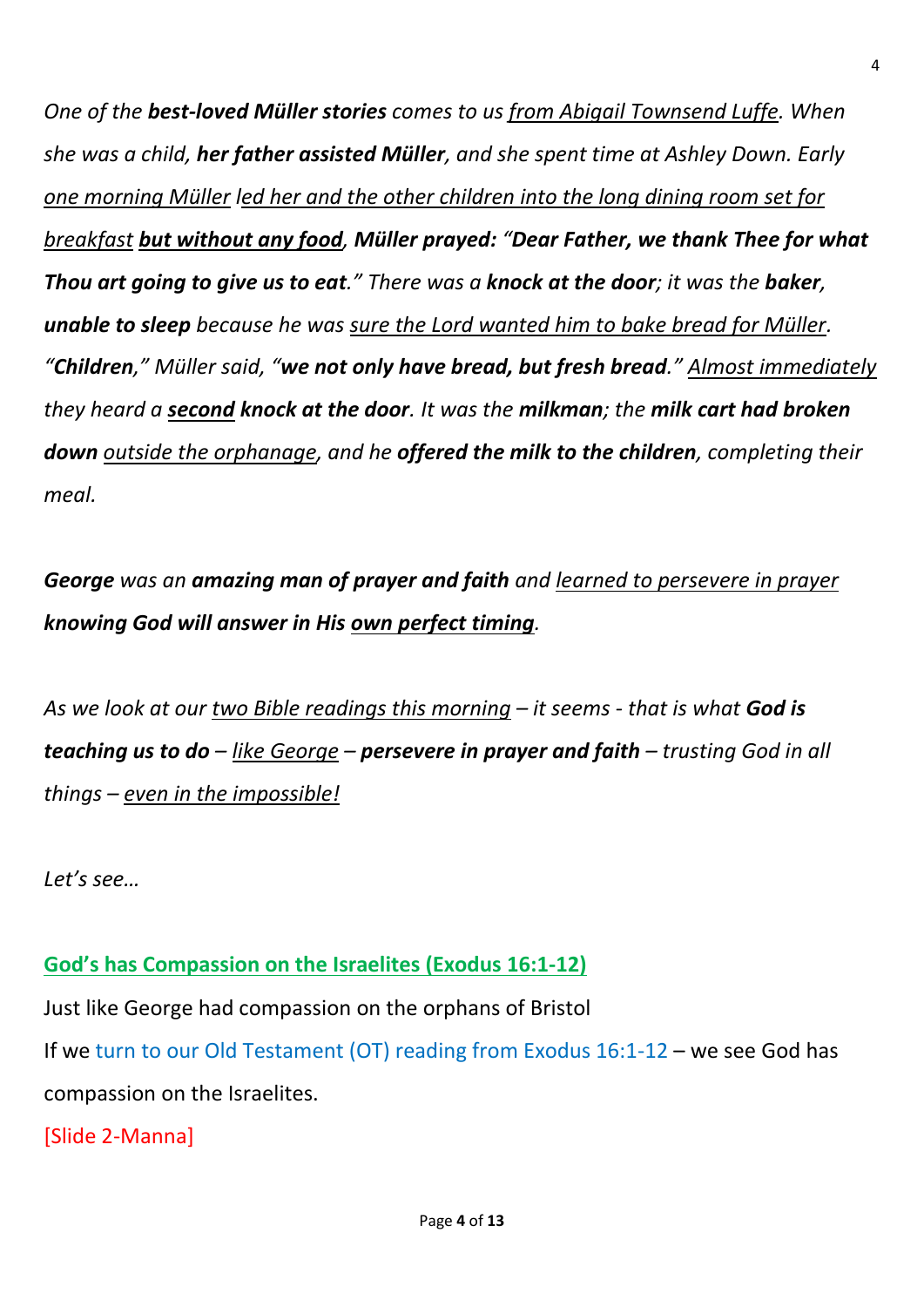*One of the **best-loved Müller stories** comes to us <u>from Abigail Townsend Luffe</u>. When she was a child, **her father assisted Müller**, and she spent time at Ashley Down. Early <u>one morning Müller</u> <u>led her and the other children into the long dining room set for breakfast</u> **<u>but without any food</u>**, **Müller prayed: "Dear Father, we thank Thee for what Thou art going to give us to eat**." There was a **knock at the door**; it was the **baker, unable to sleep** because he was <u>sure the Lord wanted him to bake bread for Müller</u>. "**Children**," Müller said, "**we not only have bread, but fresh bread**." <u>Almost immediately</u> they heard a **<u>second</u> knock at the door**. It was the **milkman**; the **milk cart had broken down** <u>outside the orphanage</u>, and he **offered the milk to the children**, completing their meal.*

***George** was an **amazing man of prayer and faith** and <u>learned to persevere in prayer</u> **knowing God will answer in His <u>own perfect timing</u>**.*

*As we look at our <u>two Bible readings this morning</u> – it seems - that is what **God is teaching us to do** – <u>like George</u> – **persevere in prayer and faith** – trusting God in all things – <u>even in the impossible!</u>*

*Let's see…*

## <u>God's has Compassion on the Israelites (Exodus 16:1-12)</u>

Just like George had compassion on the orphans of Bristol

If we turn to our Old Testament (OT) reading from Exodus 16:1-12 – we see God has compassion on the Israelites.

[Slide 2-Manna]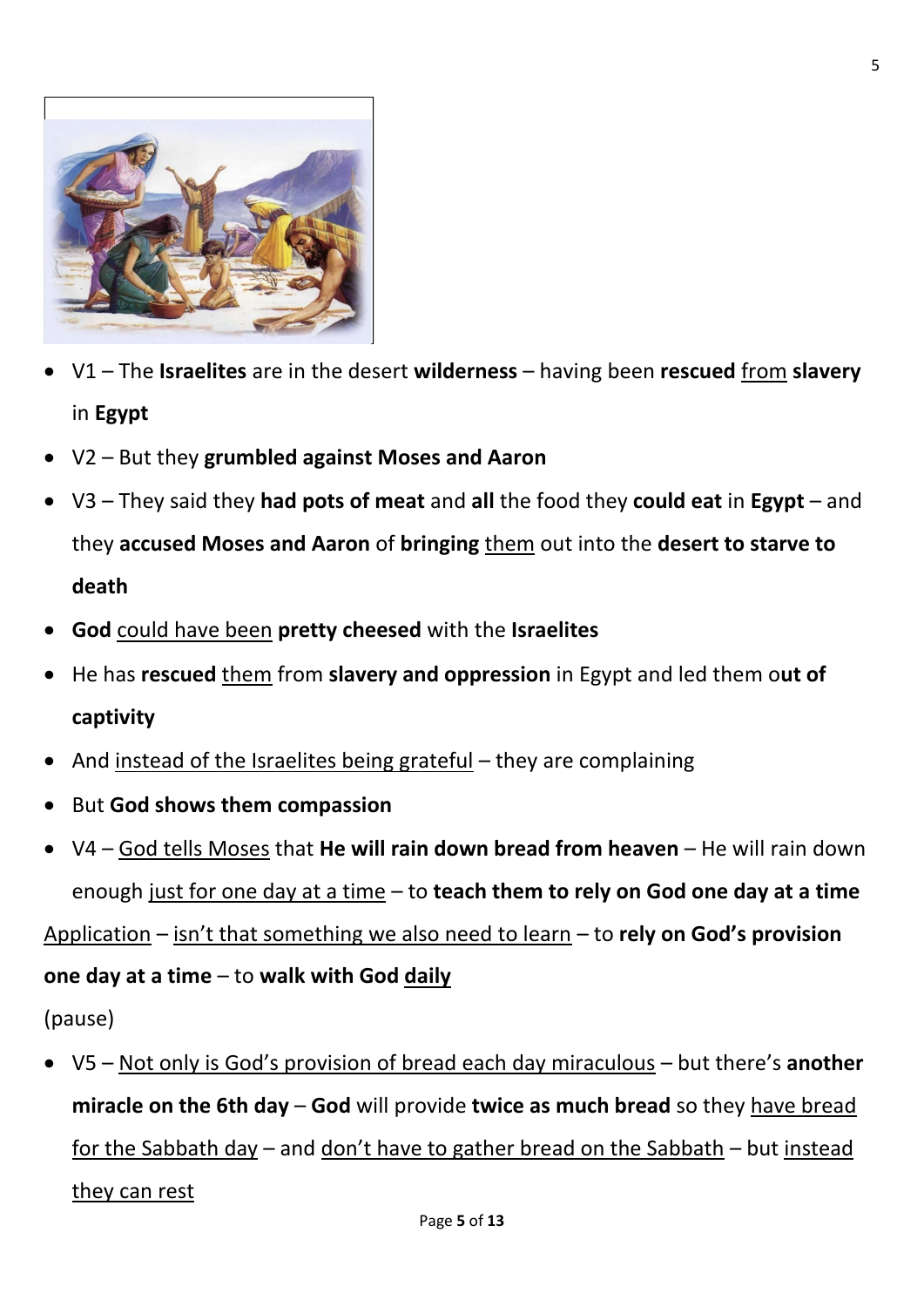- V1 – The **Israelites** are in the desert **wilderness** – having been **rescued** <u>from</u> **slavery** in **Egypt**
- V2 – But they **grumbled against Moses and Aaron**
- V3 – They said they **had pots of meat** and **all** the food they **could eat** in **Egypt** – and they **accused Moses and Aaron** of **bringing** <u>them</u> out into the **desert to starve to death**
- **God** <u>could have been</u> **pretty cheesed** with the **Israelites**
- He has **rescued** <u>them</u> from **slavery and oppression** in Egypt and led them o**ut of captivity**
- And <u>instead of the Israelites being grateful</u> – they are complaining
- But **God shows them compassion**
- V4 – <u>God tells Moses</u> that **He will rain down bread from heaven** – He will rain down enough <u>just for one day at a time</u> – to **teach them to rely on God one day at a time**

<u>Application</u> – <u>isn't that something we also need to learn</u> – to **rely on God's provision one day at a time** – to **walk with God <u>daily</u>**

(pause)

- V5 – <u>Not only is God's provision of bread each day miraculous</u> – but there's **another miracle on the 6th day** – **God** will provide **twice as much bread** so they <u>have bread for the Sabbath day</u> – and <u>don't have to gather bread on the Sabbath</u> – but <u>instead they can rest</u>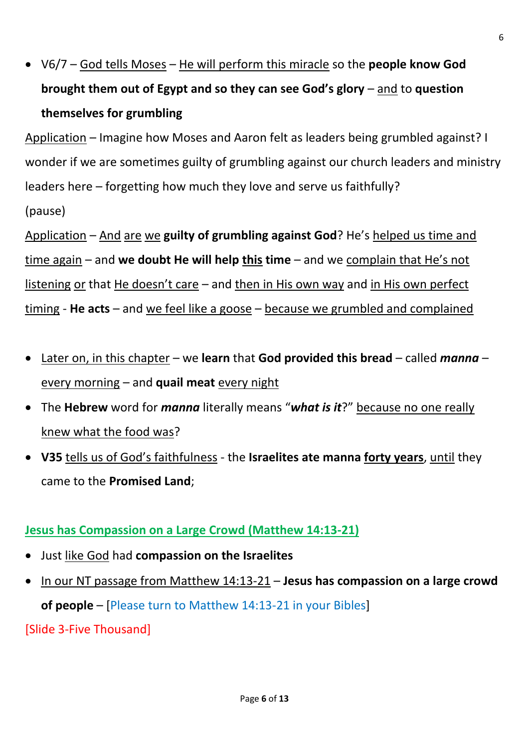- V6/7 – God tells Moses – He will perform this miracle so the **people know God brought them out of Egypt and so they can see God's glory** – and to **question themselves for grumbling**

Application – Imagine how Moses and Aaron felt as leaders being grumbled against? I wonder if we are sometimes guilty of grumbling against our church leaders and ministry leaders here – forgetting how much they love and serve us faithfully?

(pause)

Application – And are we **guilty of grumbling against God**? He's helped us time and time again – and **we doubt He will help this time** – and we complain that He's not listening or that He doesn't care – and then in His own way and in His own perfect timing - **He acts** – and we feel like a goose – because we grumbled and complained

- Later on, in this chapter – we **learn** that **God provided this bread** – called ***manna*** – every morning – and **quail meat** every night
- The **Hebrew** word for ***manna*** literally means "***what is it***?" because no one really knew what the food was?
- **V35** tells us of God's faithfulness - the **Israelites ate manna forty years**, until they came to the **Promised Land**;

## Jesus has Compassion on a Large Crowd (Matthew 14:13-21)

- Just like God had **compassion on the Israelites**
- In our NT passage from Matthew 14:13-21 – **Jesus has compassion on a large crowd of people** – [Please turn to Matthew 14:13-21 in your Bibles]

[Slide 3-Five Thousand]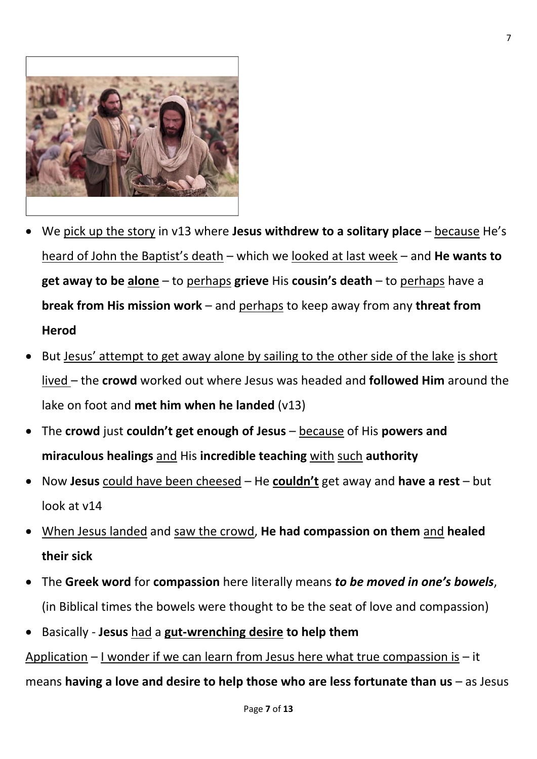- We <u>pick up the story</u> in v13 where **Jesus withdrew to a solitary place** – <u>because</u> He's <u>heard of John the Baptist's death</u> – which we <u>looked at last week</u> – and **He wants to get away to be <u>alone</u>** – to <u>perhaps</u> **grieve** His **cousin's death** – to <u>perhaps</u> have a **break from His mission work** – and <u>perhaps</u> to keep away from any **threat from Herod**
- But <u>Jesus' attempt to get away alone by sailing to the other side of the lake</u> <u>is short lived</u> – the **crowd** worked out where Jesus was headed and **followed Him** around the lake on foot and **met him when he landed** (v13)
- The **crowd** just **couldn't get enough of Jesus** – <u>because</u> of His **powers and miraculous healings** <u>and</u> His **incredible teaching** <u>with</u> <u>such</u> **authority**
- Now **Jesus** <u>could have been cheesed</u> – He **<u>couldn't</u>** get away and **have a rest** – but look at v14
- <u>When Jesus landed</u> and <u>saw the crowd</u>, **He had compassion on them** <u>and</u> **healed their sick**
- The **Greek word** for **compassion** here literally means ***to be moved in one's bowels***, (in Biblical times the bowels were thought to be the seat of love and compassion)
- Basically - **Jesus** <u>had</u> a **<u>gut-wrenching desire</u> to help them**

<u>Application</u> – <u>I wonder if we can learn from Jesus here what true compassion is</u> – it means **having a love and desire to help those who are less fortunate than us** – as Jesus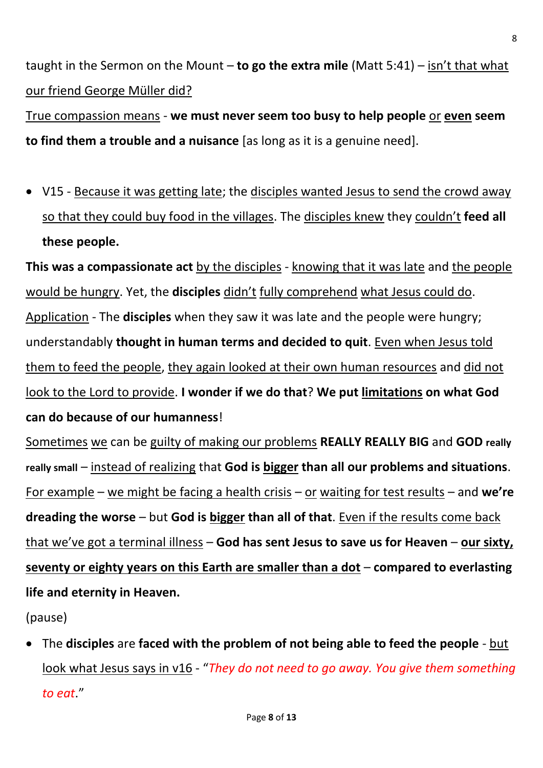taught in the Sermon on the Mount – **to go the extra mile** (Matt 5:41) – <u>isn't that what our friend George Müller did?</u>

<u>True compassion means</u> - **we must never seem too busy to help people** <u>or</u> **<u>even</u> seem to find them a trouble and a nuisance** [as long as it is a genuine need].

- V15 - <u>Because it was getting late</u>; the <u>disciples wanted Jesus to send the crowd away so that they could buy food in the villages</u>. The <u>disciples knew</u> they <u>couldn't</u> **feed all these people.**

**This was a compassionate act** <u>by the disciples</u> - <u>knowing that it was late</u> and <u>the people would be hungry</u>. Yet, the **disciples** <u>didn't</u> <u>fully comprehend</u> <u>what Jesus could do</u>.

<u>Application</u> - The **disciples** when they saw it was late and the people were hungry; understandably **thought in human terms and decided to quit**. <u>Even when Jesus told them to feed the people</u>, <u>they again looked at their own human resources</u> and <u>did not look to the Lord to provide</u>. **I wonder if we do that**? **We put <u>limitations</u> on what God can do because of our humanness**!

<u>Sometimes</u> <u>we</u> can be <u>guilty of making our problems</u> **REALLY REALLY BIG** and **GOD really really small** – <u>instead of realizing</u> that **God is <u>bigger</u> than all our problems and situations**. <u>For example</u> – <u>we might be facing a health crisis</u> – <u>or</u> <u>waiting for test results</u> – and **we're dreading the worse** – but **God is <u>bigger</u> than all of that**. <u>Even if the results come back that we've got a terminal illness</u> – **God has sent Jesus to save us for Heaven** – **<u>our sixty, seventy or eighty years on this Earth are smaller than a dot</u>** – **compared to everlasting life and eternity in Heaven.**

(pause)

- The **disciples** are **faced with the problem of not being able to feed the people** - <u>but look what Jesus says in v16</u> - "*They do not need to go away. You give them something to eat*."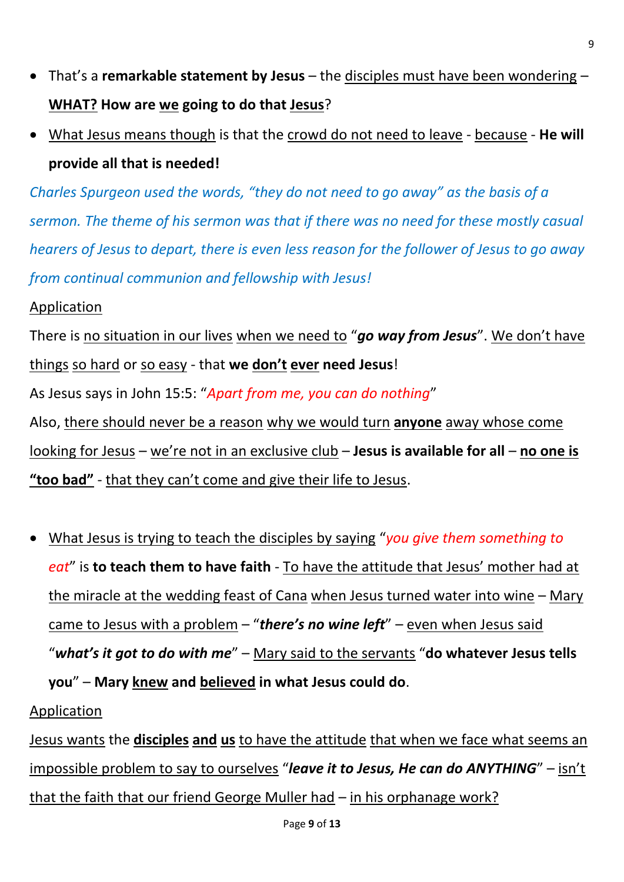- That's a **remarkable statement by Jesus** – the <u>disciples must have been wondering</u> – **<u>WHAT?</u> How are <u>we</u> going to do that <u>Jesus</u>**?
- <u>What Jesus means though</u> is that the <u>crowd do not need to leave</u> - <u>because</u> - **He will provide all that is needed!**

*Charles Spurgeon used the words, "they do not need to go away" as the basis of a sermon. The theme of his sermon was that if there was no need for these mostly casual hearers of Jesus to depart, there is even less reason for the follower of Jesus to go away from continual communion and fellowship with Jesus!*

<u>Application</u>

There is <u>no situation in our lives</u> <u>when we need to</u> "***go way from Jesus***". <u>We don't have things</u> <u>so hard</u> or <u>so easy</u> - that **we <u>don't</u> <u>ever</u> need Jesus**!

As Jesus says in John 15:5: "*Apart from me, you can do nothing*"

Also, <u>there should never be a reason</u> <u>why we would turn</u> **<u>anyone</u>** <u>away whose come looking for Jesus</u> – <u>we're not in an exclusive club</u> – **Jesus is available for all** – **<u>no one is "too bad"</u>** - <u>that they can't come and give their life to Jesus</u>.

- <u>What Jesus is trying to teach the disciples by saying</u> "*you give them something to eat*" is **to teach them to have faith** - <u>To have the attitude that Jesus' mother had at the miracle at the wedding feast of Cana</u> <u>when Jesus turned water into wine</u> – <u>Mary came to Jesus with a problem</u> – "***there's no wine left***" – <u>even when Jesus said</u> "***what's it got to do with me***" – <u>Mary said to the servants</u> "**do whatever Jesus tells you**" – **Mary <u>knew</u> and <u>believed</u> in what Jesus could do**.

<u>Application</u>

<u>Jesus wants</u> the **<u>disciples</u> <u>and</u> <u>us</u>** <u>to have the attitude</u> <u>that when we face what seems an impossible problem to say to ourselves</u> "***leave it to Jesus, He can do ANYTHING***" – <u>isn't that the faith that our friend George Muller had</u> – <u>in his orphanage work?</u>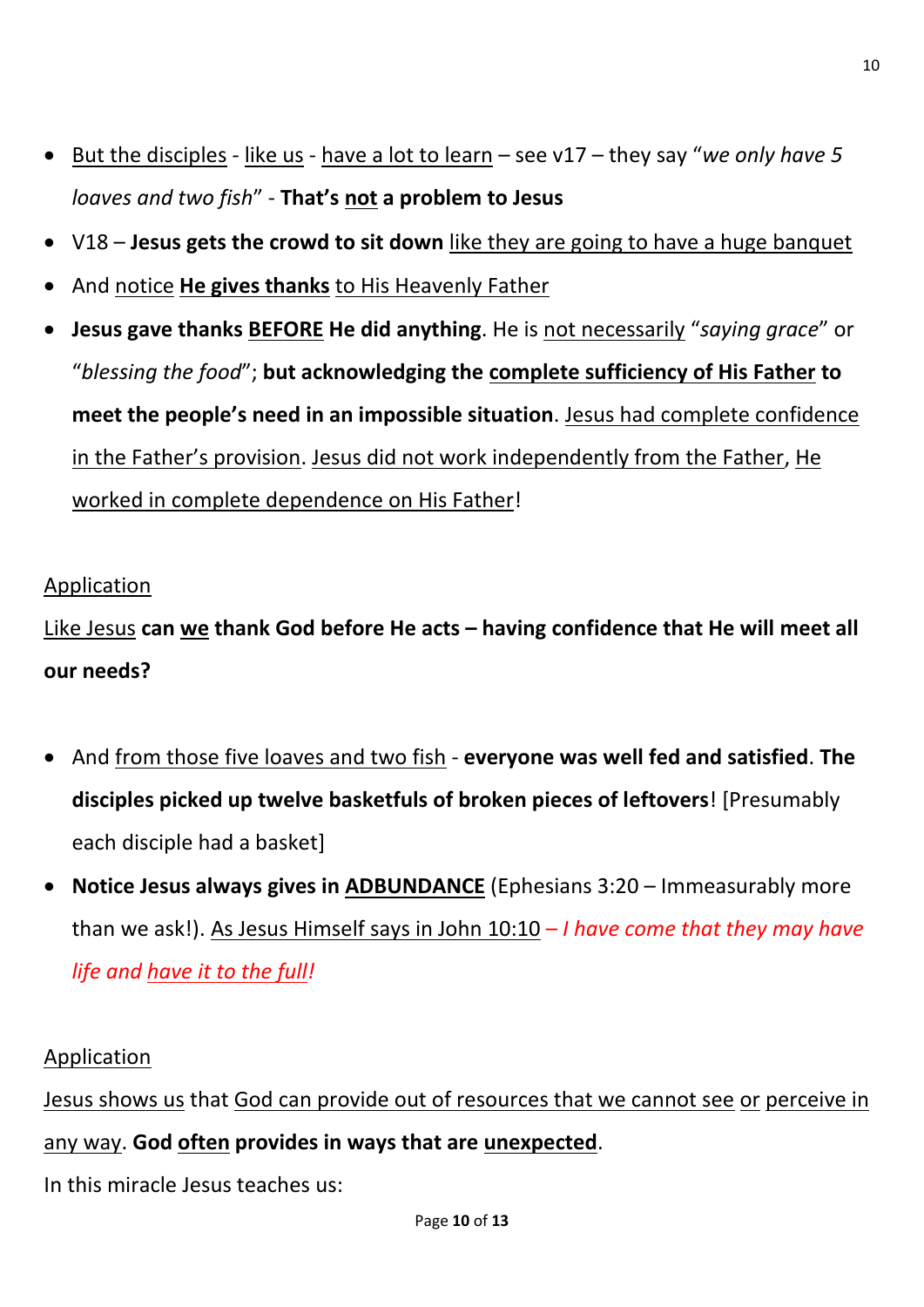- But the disciples - like us - have a lot to learn – see v17 – they say "*we only have 5 loaves and two fish*" - **That's not a problem to Jesus**
- V18 – **Jesus gets the crowd to sit down** like they are going to have a huge banquet
- And notice **He gives thanks** to His Heavenly Father
- **Jesus gave thanks BEFORE He did anything**. He is not necessarily "*saying grace*" or "*blessing the food*"; **but acknowledging the complete sufficiency of His Father to meet the people's need in an impossible situation**. Jesus had complete confidence in the Father's provision. Jesus did not work independently from the Father, He worked in complete dependence on His Father!

Application

Like Jesus **can we thank God before He acts – having confidence that He will meet all our needs?**

- And from those five loaves and two fish - **everyone was well fed and satisfied**. **The disciples picked up twelve basketfuls of broken pieces of leftovers**! [Presumably each disciple had a basket]
- **Notice Jesus always gives in ADBUNDANCE** (Ephesians 3:20 – Immeasurably more than we ask!). As Jesus Himself says in John 10:10 – *I have come that they may have life and have it to the full!*

Application

Jesus shows us that God can provide out of resources that we cannot see or perceive in any way. **God often provides in ways that are unexpected**.

In this miracle Jesus teaches us: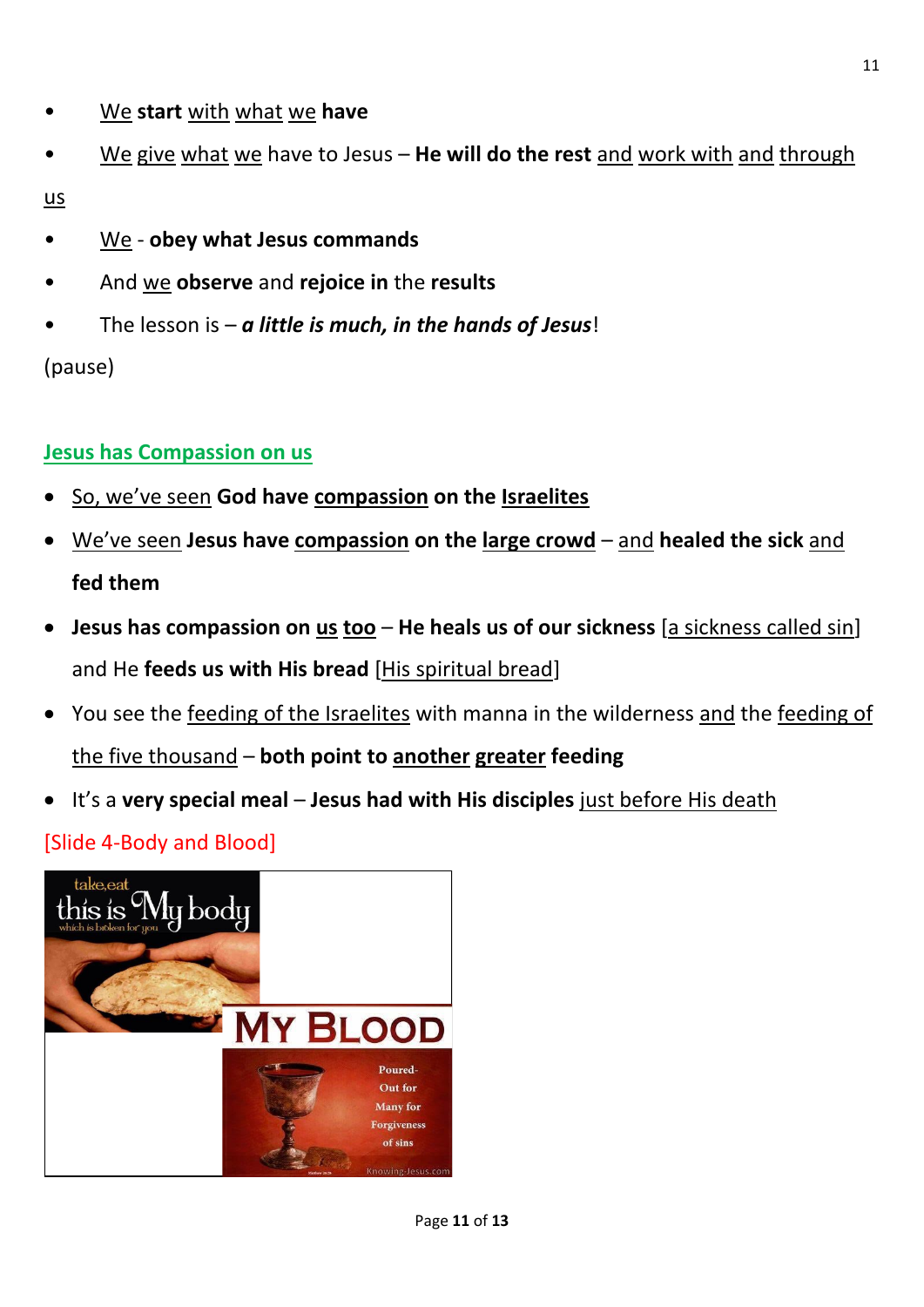- <u>We</u> **start** <u>with</u> <u>what</u> <u>we</u> **have**
- <u>We</u> <u>give</u> <u>what</u> <u>we</u> have to Jesus – **He will do the rest** <u>and</u> <u>work with</u> <u>and</u> <u>through</u> <u>us</u>
- <u>We</u> - **obey what Jesus commands**
- And <u>we</u> **observe** and **rejoice in** the **results**
- The lesson is – ***a little is much, in the hands of Jesus***!

(pause)

## <u>Jesus has Compassion on us</u>

- <u>So, we've seen</u> **God have <u>compassion</u> on the <u>Israelites</u>**
- <u>We've seen</u> **Jesus have <u>compassion</u> on the <u>large crowd</u>** – <u>and</u> **healed the sick** <u>and</u> **fed them**
- **Jesus has compassion on <u>us</u> <u>too</u>** – **He heals us of our sickness** [<u>a sickness called sin</u>] and He **feeds us with His bread** [<u>His spiritual bread</u>]
- You see the <u>feeding of the Israelites</u> with manna in the wilderness <u>and</u> the <u>feeding of the five thousand</u> – **both point to <u>another</u> <u>greater</u> feeding**
- It's a **very special meal** – **Jesus had with His disciples** <u>just before His death</u>

[Slide 4-Body and Blood]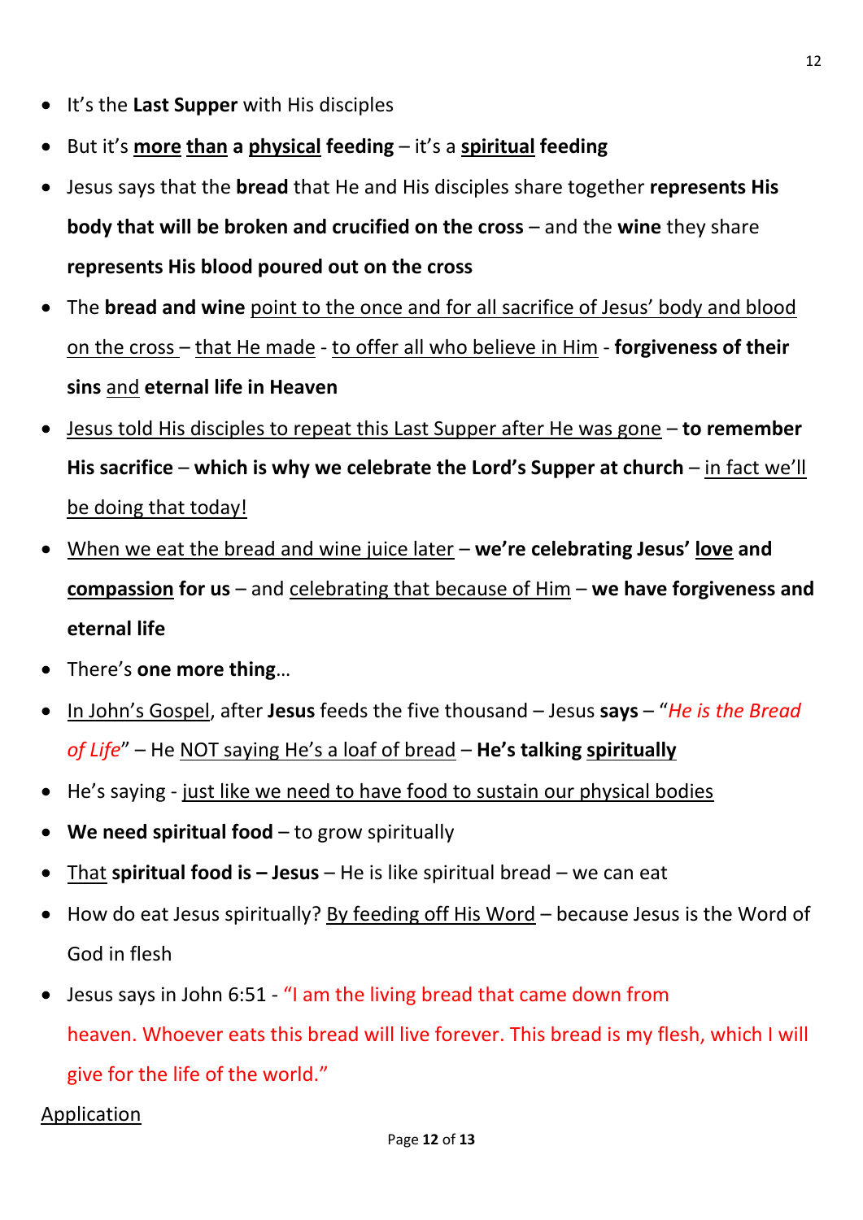- It's the **Last Supper** with His disciples
- But it's <u>**more**</u> <u>**than**</u> **a** <u>**physical**</u> **feeding** – it's a <u>**spiritual**</u> **feeding**
- Jesus says that the **bread** that He and His disciples share together **represents His body that will be broken and crucified on the cross** – and the **wine** they share **represents His blood poured out on the cross**
- The **bread and wine** <u>point to the once and for all sacrifice of Jesus' body and blood on the cross</u> – <u>that He made</u> - <u>to offer all who believe in Him</u> - **forgiveness of their sins** <u>and</u> **eternal life in Heaven**
- <u>Jesus told His disciples to repeat this Last Supper after He was gone</u> – **to remember His sacrifice** – **which is why we celebrate the Lord's Supper at church** – <u>in fact we'll be doing that today!</u>
- <u>When we eat the bread and wine juice later</u> – **we're celebrating Jesus'** <u>**love**</u> **and** <u>**compassion**</u> **for us** – and <u>celebrating that because of Him</u> – **we have forgiveness and eternal life**
- There's **one more thing**…
- <u>In John's Gospel</u>, after **Jesus** feeds the five thousand – Jesus **says** – "*He is the Bread of Life*" – He <u>NOT saying He's a loaf of bread</u> – **He's talking** <u>**spiritually**</u>
- He's saying - <u>just like we need to have food to sustain our physical bodies</u>
- **We need spiritual food** – to grow spiritually
- <u>That</u> **spiritual food is – Jesus** – He is like spiritual bread – we can eat
- How do eat Jesus spiritually? <u>By feeding off His Word</u> – because Jesus is the Word of God in flesh
- Jesus says in John 6:51 - "I am the living bread that came down from heaven. Whoever eats this bread will live forever. This bread is my flesh, which I will give for the life of the world."

<u>Application</u>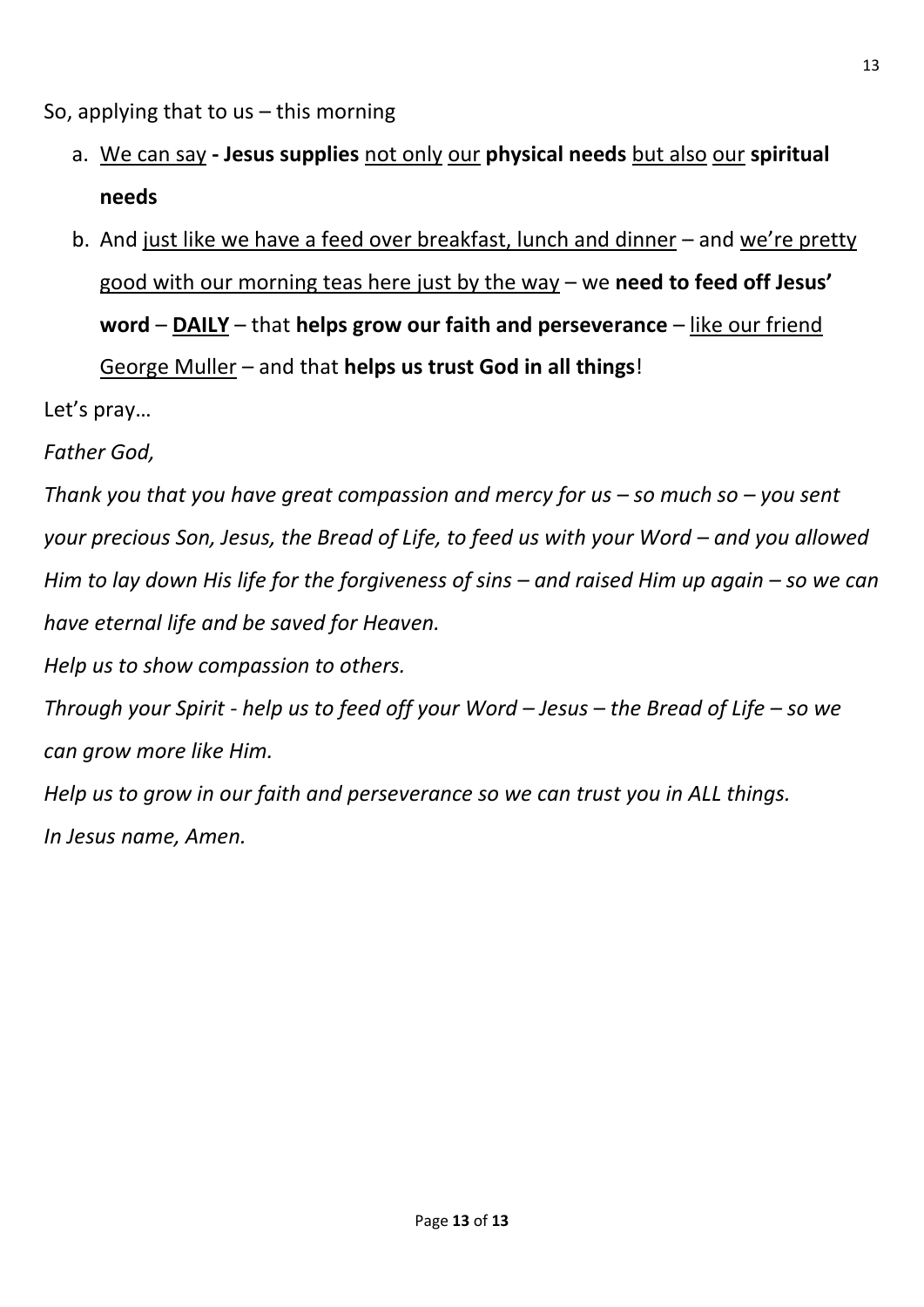So, applying that to us – this morning

a. We can say **- Jesus supplies** not only our **physical needs** but also our **spiritual needs**
b. And just like we have a feed over breakfast, lunch and dinner – and we're pretty good with our morning teas here just by the way – we **need to feed off Jesus' word** – **DAILY** – that **helps grow our faith and perseverance** – like our friend George Muller – and that **helps us trust God in all things**!

Let's pray…

*Father God,*

*Thank you that you have great compassion and mercy for us – so much so – you sent your precious Son, Jesus, the Bread of Life, to feed us with your Word – and you allowed Him to lay down His life for the forgiveness of sins – and raised Him up again – so we can have eternal life and be saved for Heaven.*

*Help us to show compassion to others.*

*Through your Spirit - help us to feed off your Word – Jesus – the Bread of Life – so we can grow more like Him.*

*Help us to grow in our faith and perseverance so we can trust you in ALL things.*

*In Jesus name, Amen.*